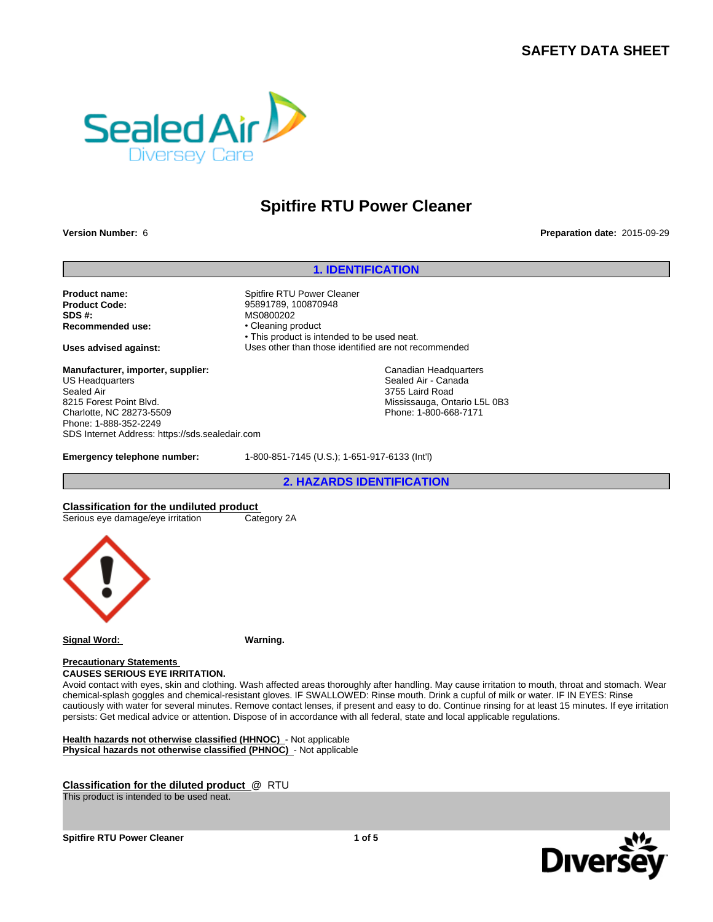# SAFETY DATA SHEET

# Spitfire RTU Power Cleaner

**Version Number:** 6

**Preparation date:** 2015-09-29

## 1. IDENTIFICATION

**Product name:** Spitfire RTU Power Cleaner
**Product Code:** 95891789, 100870948
**SDS #:** MS0800202
**Recommended use:**
- Cleaning product
- This product is intended to be used neat.

**Uses advised against:** Uses other than those identified are not recommended

**Manufacturer, importer, supplier:**

US Headquarters
Sealed Air
8215 Forest Point Blvd.
Charlotte, NC 28273-5509
Phone: 1-888-352-2249
SDS Internet Address: https://sds.sealedair.com

Canadian Headquarters
Sealed Air - Canada
3755 Laird Road
Mississauga, Ontario L5L 0B3
Phone: 1-800-668-7171

**Emergency telephone number:** 1-800-851-7145 (U.S.); 1-651-917-6133 (Int'l)

## 2. HAZARDS IDENTIFICATION

**Classification for the undiluted product**

Serious eye damage/eye irritation — Category 2A

**Signal Word:** **Warning.**

**Precautionary Statements**

**CAUSES SERIOUS EYE IRRITATION.**

Avoid contact with eyes, skin and clothing. Wash affected areas thoroughly after handling. May cause irritation to mouth, throat and stomach. Wear chemical-splash goggles and chemical-resistant gloves. IF SWALLOWED: Rinse mouth. Drink a cupful of milk or water. IF IN EYES: Rinse cautiously with water for several minutes. Remove contact lenses, if present and easy to do. Continue rinsing for at least 15 minutes. If eye irritation persists: Get medical advice or attention. Dispose of in accordance with all federal, state and local applicable regulations.

**Health hazards not otherwise classified (HHNOC)** - Not applicable
**Physical hazards not otherwise classified (PHNOC)** - Not applicable

**Classification for the diluted product** @ RTU

This product is intended to be used neat.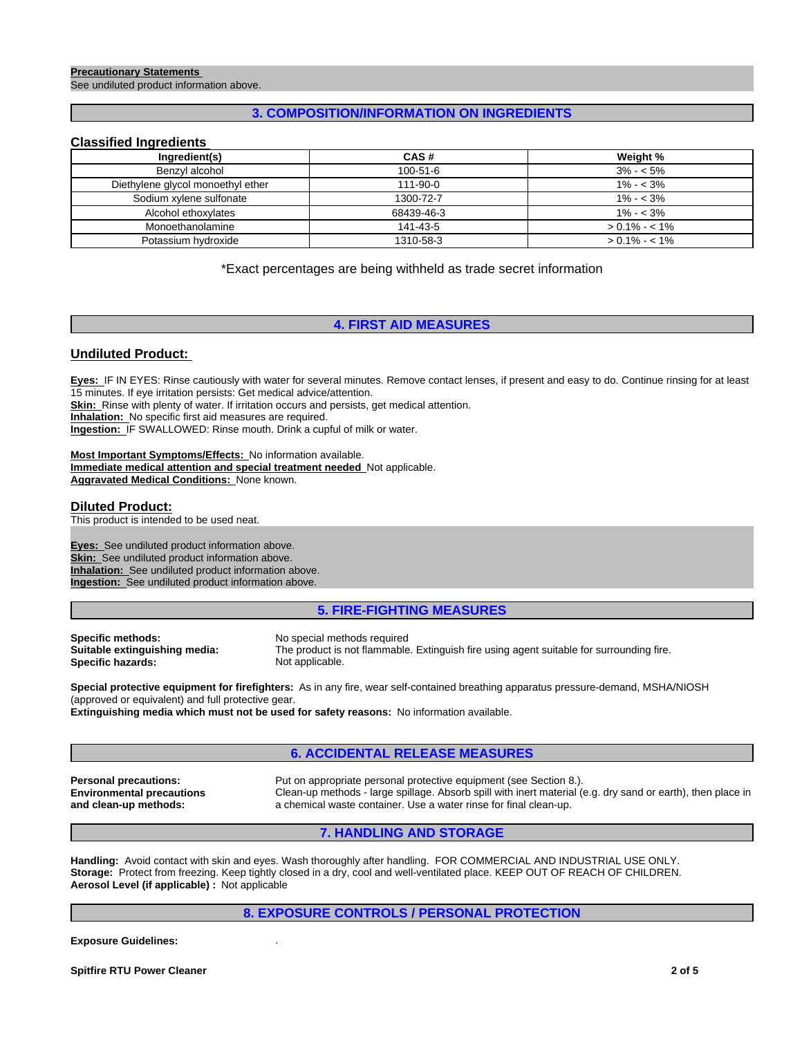**Precautionary Statements**
See undiluted product information above.

## 3. COMPOSITION/INFORMATION ON INGREDIENTS

### Classified Ingredients

| Ingredient(s) | CAS # | Weight % |
|---|---|---|
| Benzyl alcohol | 100-51-6 | 3% - < 5% |
| Diethylene glycol monoethyl ether | 111-90-0 | 1% - < 3% |
| Sodium xylene sulfonate | 1300-72-7 | 1% - < 3% |
| Alcohol ethoxylates | 68439-46-3 | 1% - < 3% |
| Monoethanolamine | 141-43-5 | > 0.1% - < 1% |
| Potassium hydroxide | 1310-58-3 | > 0.1% - < 1% |

*Exact percentages are being withheld as trade secret information

## 4. FIRST AID MEASURES

### Undiluted Product:

**Eyes:** IF IN EYES: Rinse cautiously with water for several minutes. Remove contact lenses, if present and easy to do. Continue rinsing for at least 15 minutes. If eye irritation persists: Get medical advice/attention.
**Skin:** Rinse with plenty of water. If irritation occurs and persists, get medical attention.
**Inhalation:** No specific first aid measures are required.
**Ingestion:** IF SWALLOWED: Rinse mouth. Drink a cupful of milk or water.

**Most Important Symptoms/Effects:** No information available.
**Immediate medical attention and special treatment needed** Not applicable.
**Aggravated Medical Conditions:** None known.

### Diluted Product:

This product is intended to be used neat.

**Eyes:** See undiluted product information above.
**Skin:** See undiluted product information above.
**Inhalation:** See undiluted product information above.
**Ingestion:** See undiluted product information above.

## 5. FIRE-FIGHTING MEASURES

**Specific methods:** No special methods required
**Suitable extinguishing media:** The product is not flammable. Extinguish fire using agent suitable for surrounding fire.
**Specific hazards:** Not applicable.

**Special protective equipment for firefighters:** As in any fire, wear self-contained breathing apparatus pressure-demand, MSHA/NIOSH (approved or equivalent) and full protective gear.
**Extinguishing media which must not be used for safety reasons:** No information available.

## 6. ACCIDENTAL RELEASE MEASURES

**Personal precautions:** Put on appropriate personal protective equipment (see Section 8.).
**Environmental precautions and clean-up methods:** Clean-up methods - large spillage. Absorb spill with inert material (e.g. dry sand or earth), then place in a chemical waste container. Use a water rinse for final clean-up.

## 7. HANDLING AND STORAGE

**Handling:** Avoid contact with skin and eyes. Wash thoroughly after handling. FOR COMMERCIAL AND INDUSTRIAL USE ONLY.
**Storage:** Protect from freezing. Keep tightly closed in a dry, cool and well-ventilated place. KEEP OUT OF REACH OF CHILDREN.
**Aerosol Level (if applicable) :** Not applicable

## 8. EXPOSURE CONTROLS / PERSONAL PROTECTION

**Exposure Guidelines:** .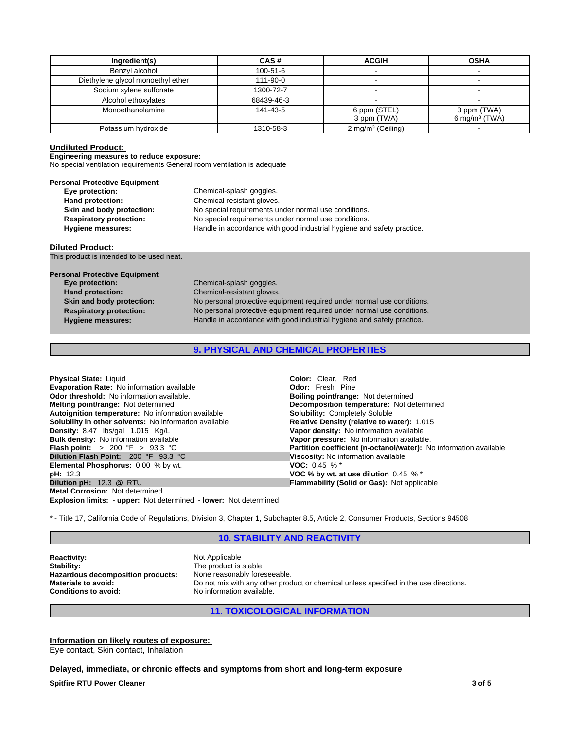| Ingredient(s) | CAS # | ACGIH | OSHA |
|---|---|---|---|
| Benzyl alcohol | 100-51-6 | - | - |
| Diethylene glycol monoethyl ether | 111-90-0 | - | - |
| Sodium xylene sulfonate | 1300-72-7 | - | - |
| Alcohol ethoxylates | 68439-46-3 | - | - |
| Monoethanolamine | 141-43-5 | 6 ppm (STEL) 3 ppm (TWA) | 3 ppm (TWA) 6 mg/m³ (TWA) |
| Potassium hydroxide | 1310-58-3 | 2 mg/m³ (Ceiling) | - |

**Undiluted Product:**

**Engineering measures to reduce exposure:**
No special ventilation requirements General room ventilation is adequate

**Personal Protective Equipment**

**Eye protection:** Chemical-splash goggles.
**Hand protection:** Chemical-resistant gloves.
**Skin and body protection:** No special requirements under normal use conditions.
**Respiratory protection:** No special requirements under normal use conditions.
**Hygiene measures:** Handle in accordance with good industrial hygiene and safety practice.

**Diluted Product:**
This product is intended to be used neat.

**Personal Protective Equipment**

**Eye protection:** Chemical-splash goggles.
**Hand protection:** Chemical-resistant gloves.
**Skin and body protection:** No personal protective equipment required under normal use conditions.
**Respiratory protection:** No personal protective equipment required under normal use conditions.
**Hygiene measures:** Handle in accordance with good industrial hygiene and safety practice.

## 9. PHYSICAL AND CHEMICAL PROPERTIES

**Physical State:** Liquid
**Evaporation Rate:** No information available
**Odor threshold:** No information available.
**Melting point/range:** Not determined
**Autoignition temperature:** No information available
**Solubility in other solvents:** No information available
**Density:** 8.47 lbs/gal 1.015 Kg/L
**Bulk density:** No information available
**Flash point:** > 200 °F > 93.3 °C
**Dilution Flash Point:** 200 °F 93.3 °C
**Elemental Phosphorus:** 0.00 % by wt.
**pH:** 12.3
**Dilution pH:** 12.3 @ RTU
**Metal Corrosion:** Not determined
**Explosion limits: - upper:** Not determined **- lower:** Not determined

**Color:** Clear, Red
**Odor:** Fresh Pine
**Boiling point/range:** Not determined
**Decomposition temperature:** Not determined
**Solubility:** Completely Soluble
**Relative Density (relative to water):** 1.015
**Vapor density:** No information available
**Vapor pressure:** No information available.
**Partition coefficient (n-octanol/water):** No information available
**Viscosity:** No information available
**VOC:** 0.45 % *
**VOC % by wt. at use dilution** 0.45 % *
**Flammability (Solid or Gas):** Not applicable

* - Title 17, California Code of Regulations, Division 3, Chapter 1, Subchapter 8.5, Article 2, Consumer Products, Sections 94508

## 10. STABILITY AND REACTIVITY

**Reactivity:** Not Applicable
**Stability:** The product is stable
**Hazardous decomposition products:** None reasonably foreseeable.
**Materials to avoid:** Do not mix with any other product or chemical unless specified in the use directions.
**Conditions to avoid:** No information available.

## 11. TOXICOLOGICAL INFORMATION

**Information on likely routes of exposure:**
Eye contact, Skin contact, Inhalation

**Delayed, immediate, or chronic effects and symptoms from short and long-term exposure**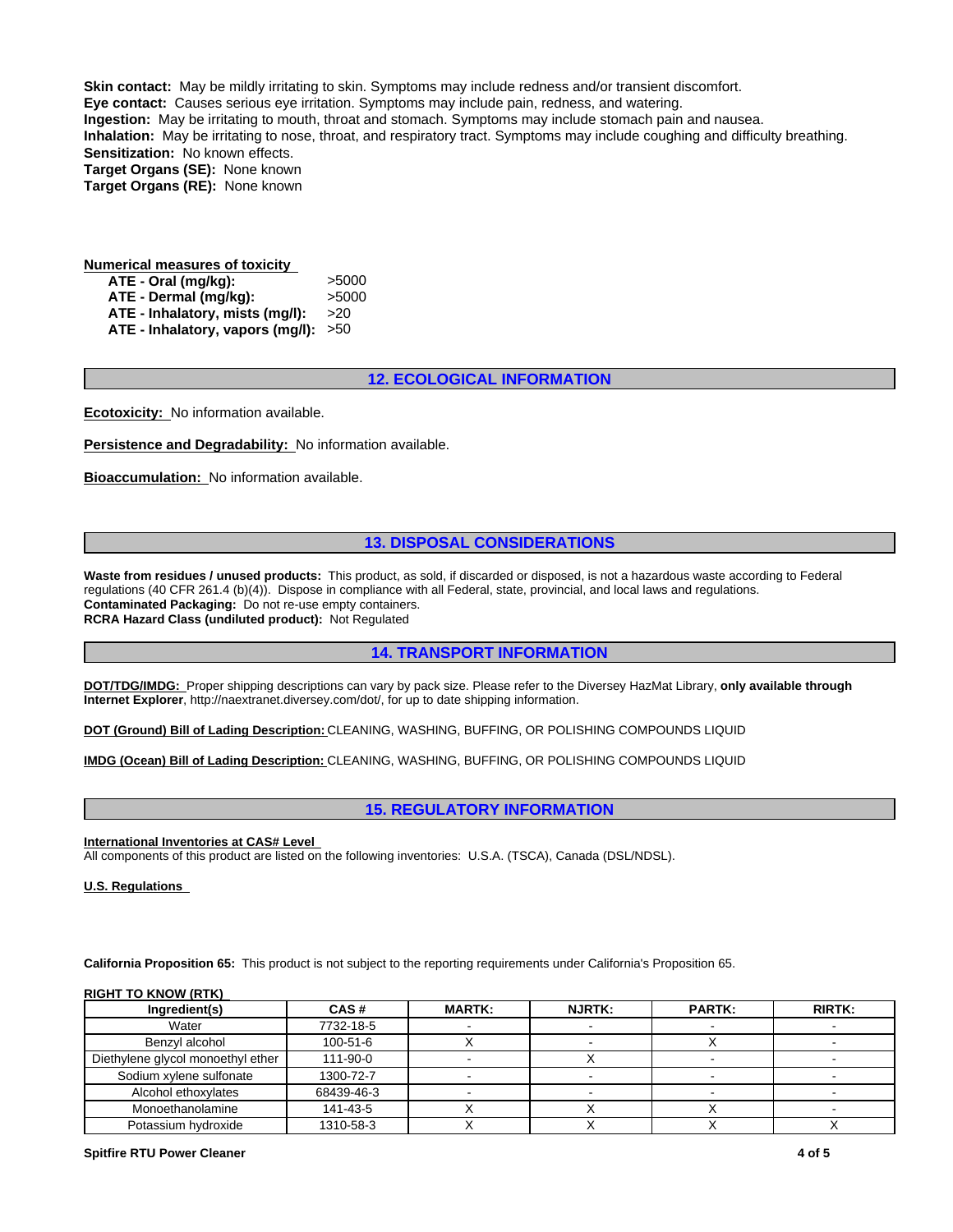**Skin contact:** May be mildly irritating to skin. Symptoms may include redness and/or transient discomfort.
**Eye contact:** Causes serious eye irritation. Symptoms may include pain, redness, and watering.
**Ingestion:** May be irritating to mouth, throat and stomach. Symptoms may include stomach pain and nausea.
**Inhalation:** May be irritating to nose, throat, and respiratory tract. Symptoms may include coughing and difficulty breathing.
**Sensitization:** No known effects.
**Target Organs (SE):** None known
**Target Organs (RE):** None known

**Numerical measures of toxicity**

| | |
|---|---|
| **ATE - Oral (mg/kg):** | >5000 |
| **ATE - Dermal (mg/kg):** | >5000 |
| **ATE - Inhalatory, mists (mg/l):** | >20 |
| **ATE - Inhalatory, vapors (mg/l):** | >50 |

## 12. ECOLOGICAL INFORMATION

**Ecotoxicity:** No information available.

**Persistence and Degradability:** No information available.

**Bioaccumulation:** No information available.

## 13. DISPOSAL CONSIDERATIONS

**Waste from residues / unused products:** This product, as sold, if discarded or disposed, is not a hazardous waste according to Federal regulations (40 CFR 261.4 (b)(4)). Dispose in compliance with all Federal, state, provincial, and local laws and regulations.
**Contaminated Packaging:** Do not re-use empty containers.
**RCRA Hazard Class (undiluted product):** Not Regulated

## 14. TRANSPORT INFORMATION

**DOT/TDG/IMDG:** Proper shipping descriptions can vary by pack size. Please refer to the Diversey HazMat Library, **only available through Internet Explorer**, http://naextranet.diversey.com/dot/, for up to date shipping information.

**DOT (Ground) Bill of Lading Description:** CLEANING, WASHING, BUFFING, OR POLISHING COMPOUNDS LIQUID

**IMDG (Ocean) Bill of Lading Description:** CLEANING, WASHING, BUFFING, OR POLISHING COMPOUNDS LIQUID

## 15. REGULATORY INFORMATION

**International Inventories at CAS# Level**
All components of this product are listed on the following inventories: U.S.A. (TSCA), Canada (DSL/NDSL).

**U.S. Regulations**

**California Proposition 65:** This product is not subject to the reporting requirements under California's Proposition 65.

**RIGHT TO KNOW (RTK)**

| Ingredient(s) | CAS # | MARTK: | NJRTK: | PARTK: | RIRTK: |
|---|---|---|---|---|---|
| Water | 7732-18-5 | - | - | - | - |
| Benzyl alcohol | 100-51-6 | X | - | X | - |
| Diethylene glycol monoethyl ether | 111-90-0 | - | X | - | - |
| Sodium xylene sulfonate | 1300-72-7 | - | - | - | - |
| Alcohol ethoxylates | 68439-46-3 | - | - | - | - |
| Monoethanolamine | 141-43-5 | X | X | X | - |
| Potassium hydroxide | 1310-58-3 | X | X | X | X |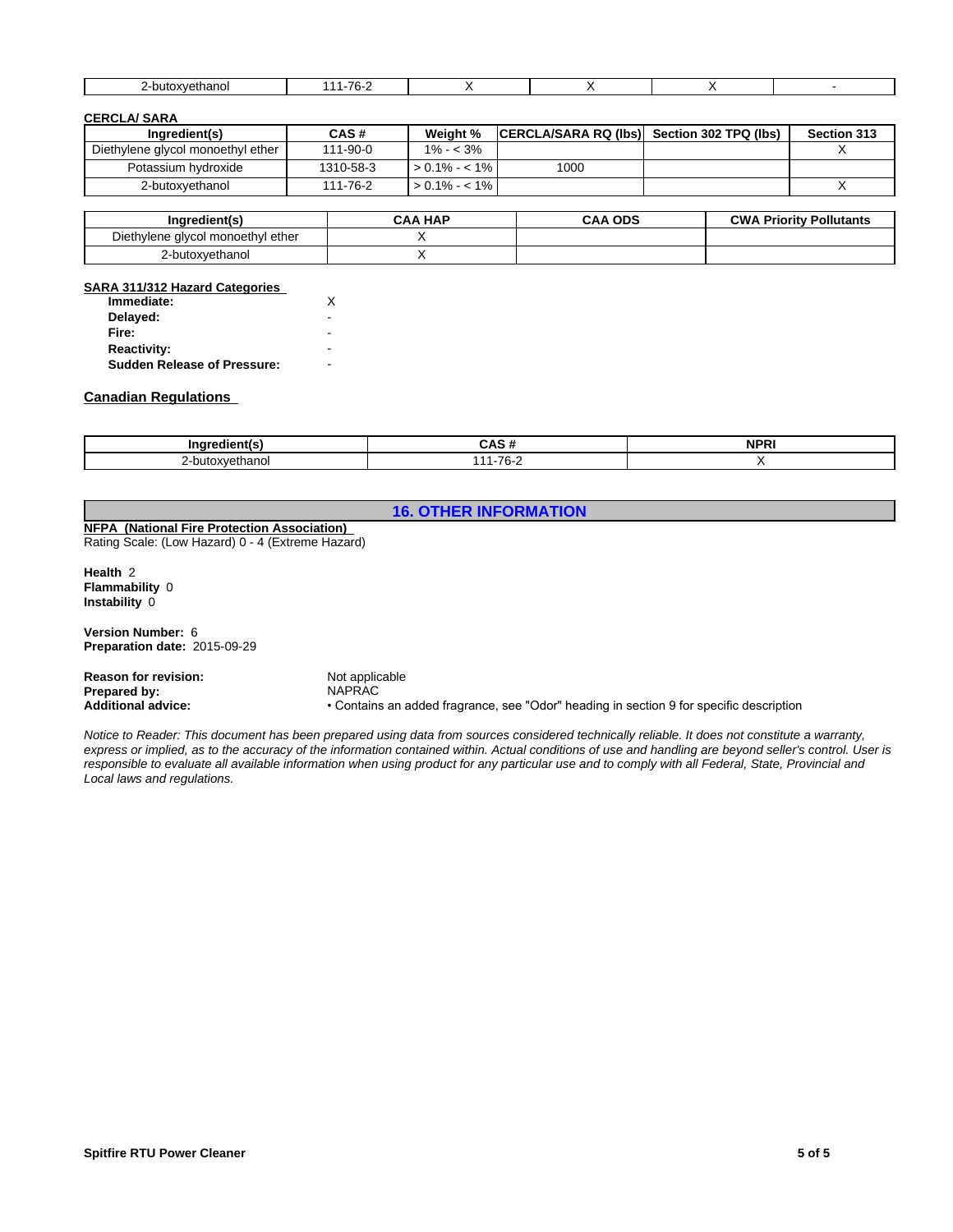| | | | | | |
|---|---|---|---|---|---|
| 2-butoxyethanol | 111-76-2 | X | X | X | - |

**CERCLA/ SARA**

| Ingredient(s) | CAS # | Weight % | CERCLA/SARA RQ (lbs) | Section 302 TPQ (lbs) | Section 313 |
|---|---|---|---|---|---|
| Diethylene glycol monoethyl ether | 111-90-0 | 1% - < 3% | | | X |
| Potassium hydroxide | 1310-58-3 | > 0.1% - < 1% | 1000 | | |
| 2-butoxyethanol | 111-76-2 | > 0.1% - < 1% | | | X |

| Ingredient(s) | CAA HAP | CAA ODS | CWA Priority Pollutants |
|---|---|---|---|
| Diethylene glycol monoethyl ether | X | | |
| 2-butoxyethanol | X | | |

**SARA 311/312 Hazard Categories**

| | |
|---|---|
| **Immediate:** | X |
| **Delayed:** | - |
| **Fire:** | - |
| **Reactivity:** | - |
| **Sudden Release of Pressure:** | - |

**Canadian Regulations**

| Ingredient(s) | CAS # | NPRI |
|---|---|---|
| 2-butoxyethanol | 111-76-2 | X |

## 16. OTHER INFORMATION

**NFPA (National Fire Protection Association)**
Rating Scale: (Low Hazard) 0 - 4 (Extreme Hazard)

**Health** 2
**Flammability** 0
**Instability** 0

**Version Number:** 6
**Preparation date:** 2015-09-29

**Reason for revision:** Not applicable
**Prepared by:** NAPRAC
**Additional advice:** • Contains an added fragrance, see "Odor" heading in section 9 for specific description

*Notice to Reader: This document has been prepared using data from sources considered technically reliable. It does not constitute a warranty, express or implied, as to the accuracy of the information contained within. Actual conditions of use and handling are beyond seller's control. User is responsible to evaluate all available information when using product for any particular use and to comply with all Federal, State, Provincial and Local laws and regulations.*